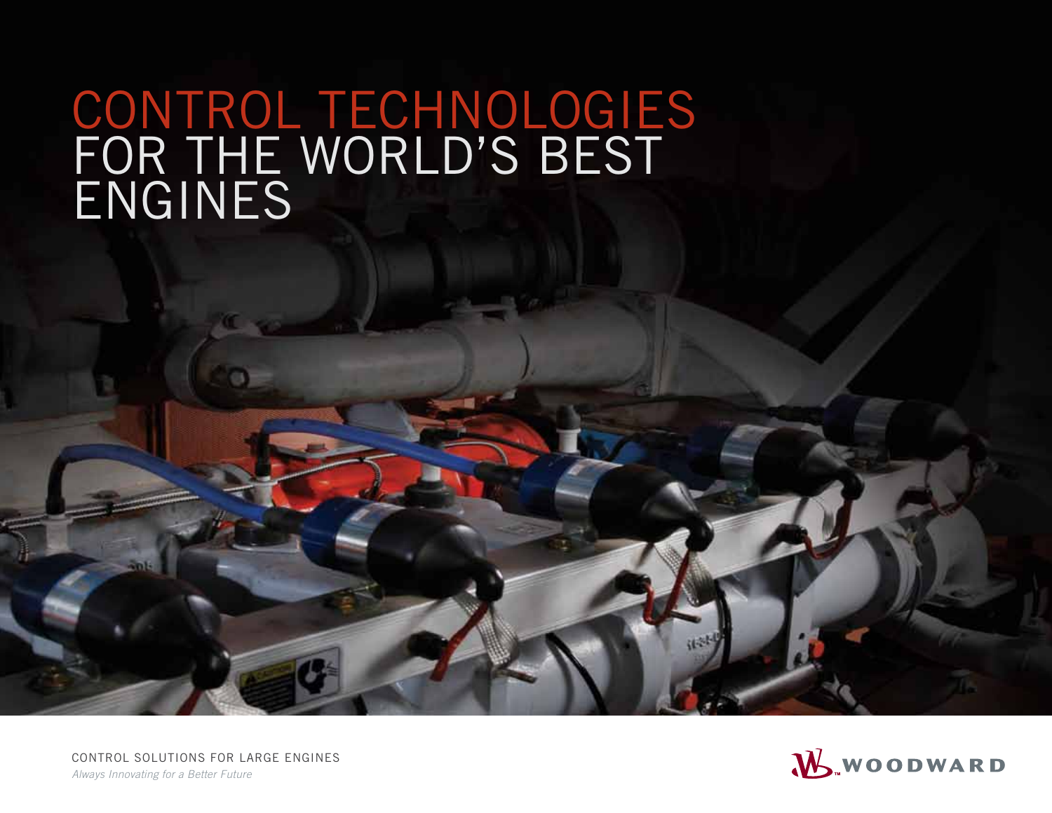# CONTROL TECHNOLOGIES FOR THE WORLD'S BEST ENGINES

CONTROL SOLUTIONS FOR LARGE ENGINES

*Always Innovating for a Better Future*

WOODWARD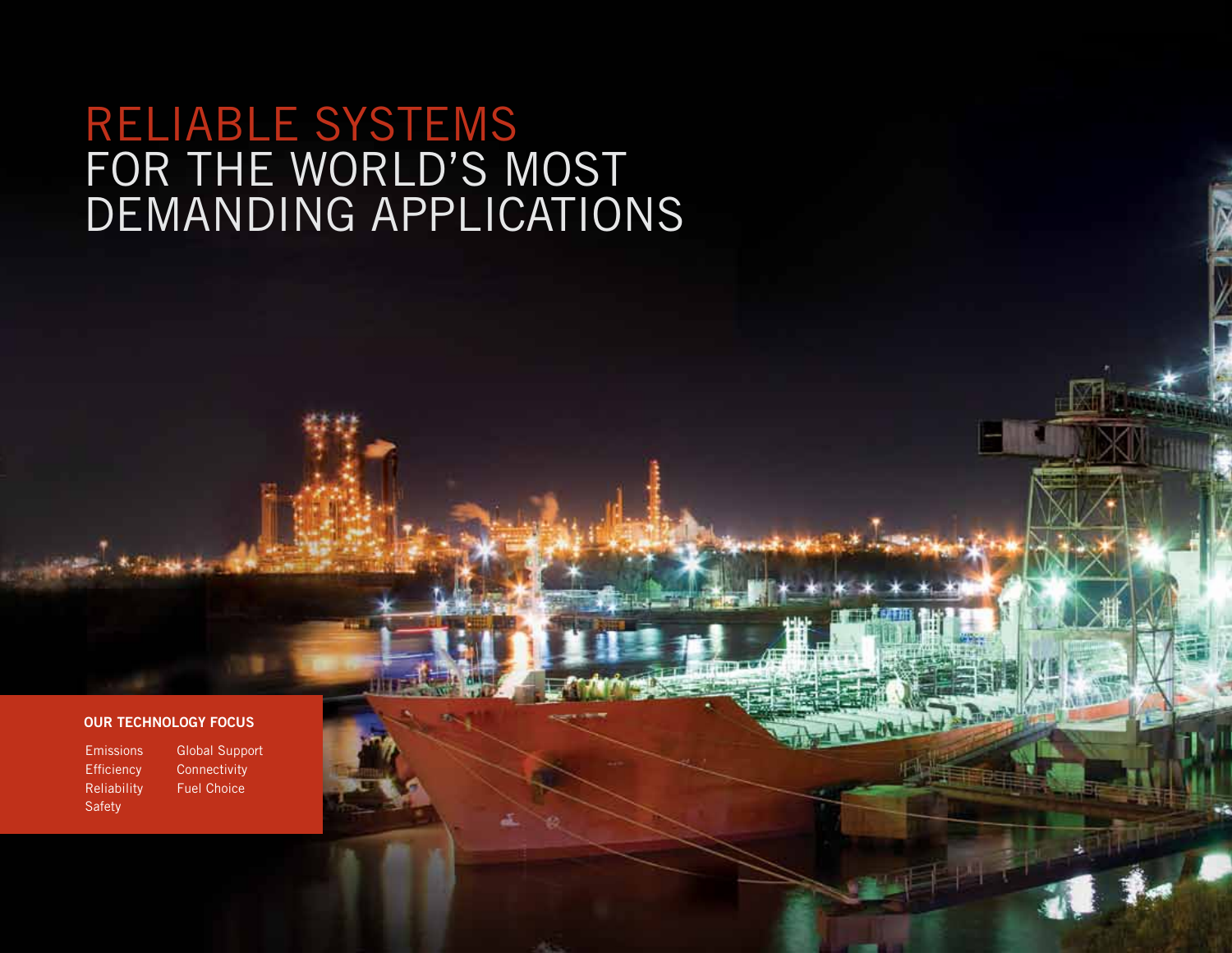# RELIABLE SYSTEMS FOR THE WORLD'S MOST DEMANDING APPLICATIONS

**OUR TECHNOLOGY FOCUS**

- Emissions
- Efficiency
- Reliability
- Safety
- Global Support
- Connectivity
- Fuel Choice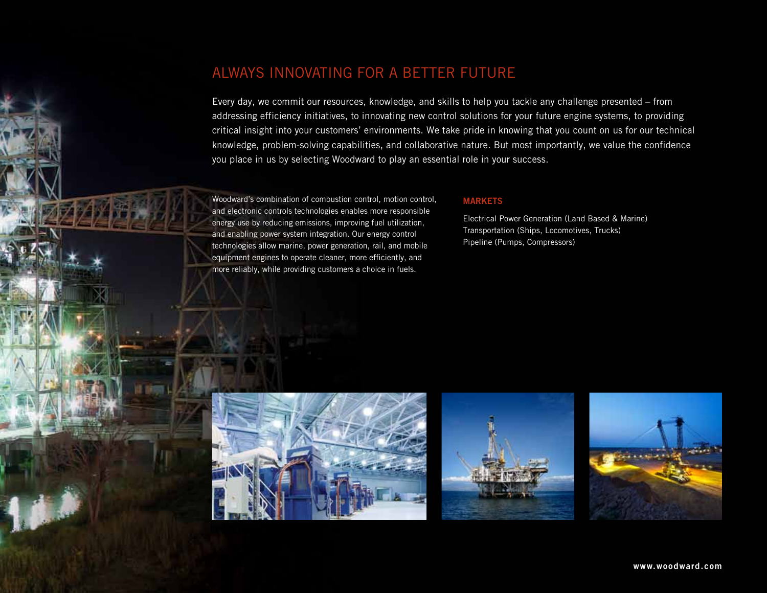# ALWAYS INNOVATING FOR A BETTER FUTURE

Every day, we commit our resources, knowledge, and skills to help you tackle any challenge presented – from addressing efficiency initiatives, to innovating new control solutions for your future engine systems, to providing critical insight into your customers' environments. We take pride in knowing that you count on us for our technical knowledge, problem-solving capabilities, and collaborative nature. But most importantly, we value the confidence you place in us by selecting Woodward to play an essential role in your success.

Woodward's combination of combustion control, motion control, and electronic controls technologies enables more responsible energy use by reducing emissions, improving fuel utilization, and enabling power system integration. Our energy control technologies allow marine, power generation, rail, and mobile equipment engines to operate cleaner, more efficiently, and more reliably, while providing customers a choice in fuels.

**MARKETS**

Electrical Power Generation (Land Based & Marine)
Transportation (Ships, Locomotives, Trucks)
Pipeline (Pumps, Compressors)

www.woodward.com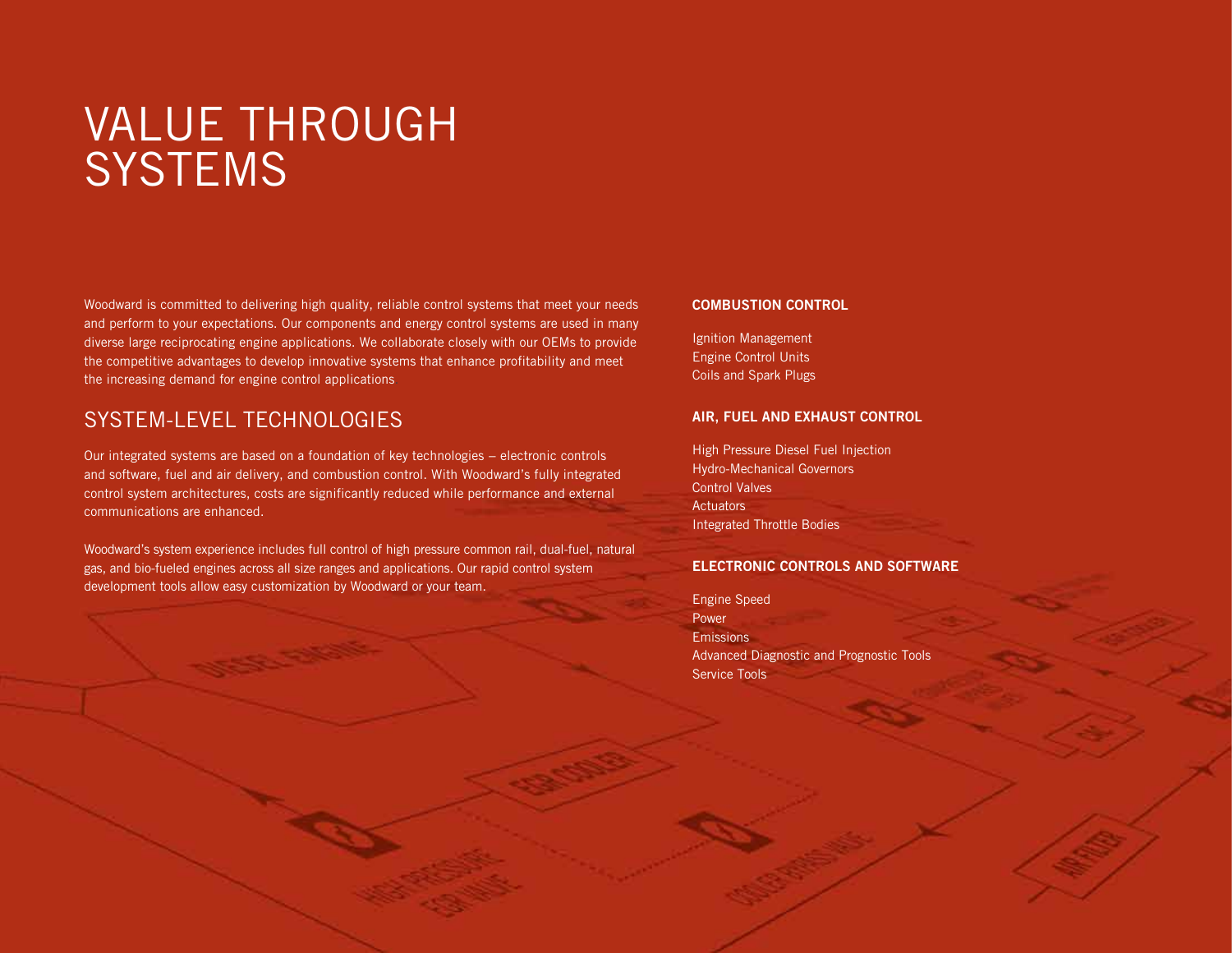# VALUE THROUGH SYSTEMS

Woodward is committed to delivering high quality, reliable control systems that meet your needs and perform to your expectations. Our components and energy control systems are used in many diverse large reciprocating engine applications. We collaborate closely with our OEMs to provide the competitive advantages to develop innovative systems that enhance profitability and meet the increasing demand for engine control applications

## SYSTEM-LEVEL TECHNOLOGIES

Our integrated systems are based on a foundation of key technologies – electronic controls and software, fuel and air delivery, and combustion control. With Woodward's fully integrated control system architectures, costs are significantly reduced while performance and external communications are enhanced.

Woodward's system experience includes full control of high pressure common rail, dual-fuel, natural gas, and bio-fueled engines across all size ranges and applications. Our rapid control system development tools allow easy customization by Woodward or your team.

**COMBUSTION CONTROL**

Ignition Management
Engine Control Units
Coils and Spark Plugs

**AIR, FUEL AND EXHAUST CONTROL**

High Pressure Diesel Fuel Injection
Hydro-Mechanical Governors
Control Valves
Actuators
Integrated Throttle Bodies

**ELECTRONIC CONTROLS AND SOFTWARE**

Engine Speed
Power
Emissions
Advanced Diagnostic and Prognostic Tools
Service Tools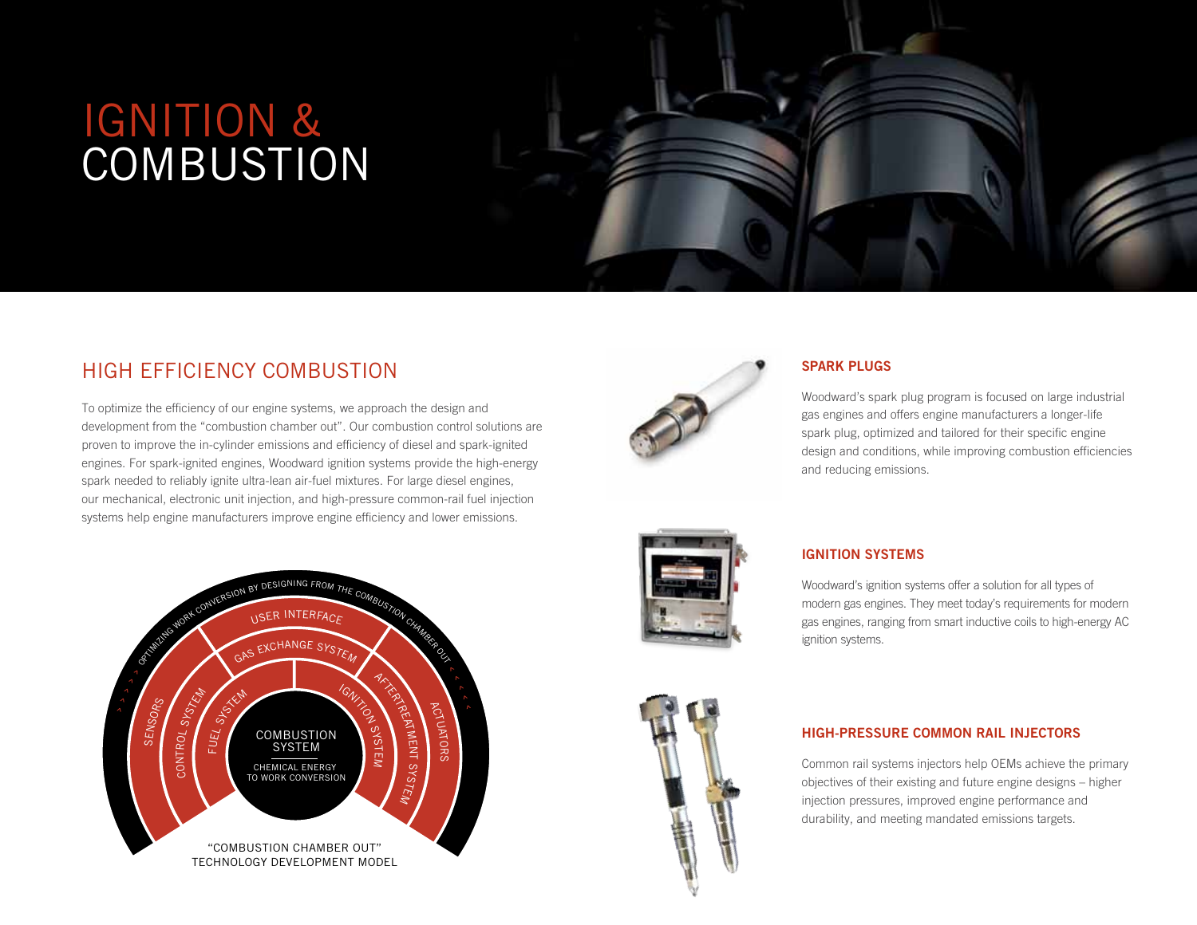# IGNITION & COMBUSTION

## HIGH EFFICIENCY COMBUSTION

To optimize the efficiency of our engine systems, we approach the design and development from the "combustion chamber out". Our combustion control solutions are proven to improve the in-cylinder emissions and efficiency of diesel and spark-ignited engines. For spark-ignited engines, Woodward ignition systems provide the high-energy spark needed to reliably ignite ultra-lean air-fuel mixtures. For large diesel engines, our mechanical, electronic unit injection, and high-pressure common-rail fuel injection systems help engine manufacturers improve engine efficiency and lower emissions.

OPTIMIZING WORK CONVERSION BY DESIGNING FROM THE COMBUSTION CHAMBER OUT

USER INTERFACE

GAS EXCHANGE SYSTEM

SENSORS

CONTROL SYSTEM

FUEL SYSTEM

COMBUSTION SYSTEM

CHEMICAL ENERGY TO WORK CONVERSION

IGNITION SYSTEM

AFTERTREATMENT SYSTEM

ACTUATORS

"COMBUSTION CHAMBER OUT" TECHNOLOGY DEVELOPMENT MODEL

### SPARK PLUGS

Woodward's spark plug program is focused on large industrial gas engines and offers engine manufacturers a longer-life spark plug, optimized and tailored for their specific engine design and conditions, while improving combustion efficiencies and reducing emissions.

### IGNITION SYSTEMS

Woodward's ignition systems offer a solution for all types of modern gas engines. They meet today's requirements for modern gas engines, ranging from smart inductive coils to high-energy AC ignition systems.

### HIGH-PRESSURE COMMON RAIL INJECTORS

Common rail systems injectors help OEMs achieve the primary objectives of their existing and future engine designs – higher injection pressures, improved engine performance and durability, and meeting mandated emissions targets.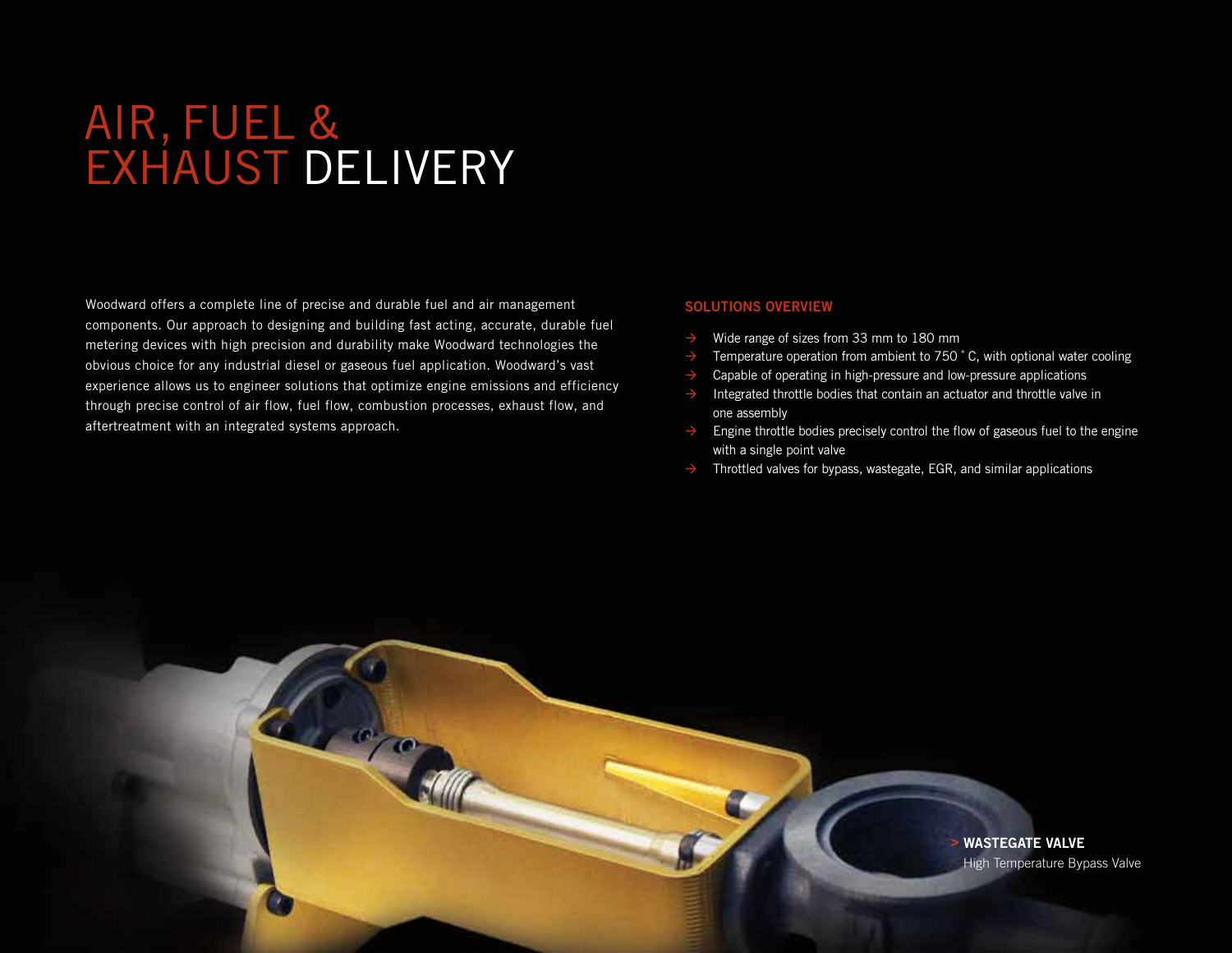# AIR, FUEL & EXHAUST DELIVERY

Woodward offers a complete line of precise and durable fuel and air management components. Our approach to designing and building fast acting, accurate, durable fuel metering devices with high precision and durability make Woodward technologies the obvious choice for any industrial diesel or gaseous fuel application. Woodward's vast experience allows us to engineer solutions that optimize engine emissions and efficiency through precise control of air flow, fuel flow, combustion processes, exhaust flow, and aftertreatment with an integrated systems approach.

## SOLUTIONS OVERVIEW

- Wide range of sizes from 33 mm to 180 mm
- Temperature operation from ambient to 750 ˚ C, with optional water cooling
- Capable of operating in high-pressure and low-pressure applications
- Integrated throttle bodies that contain an actuator and throttle valve in one assembly
- Engine throttle bodies precisely control the flow of gaseous fuel to the engine with a single point valve
- Throttled valves for bypass, wastegate, EGR, and similar applications

> **WASTEGATE VALVE**
High Temperature Bypass Valve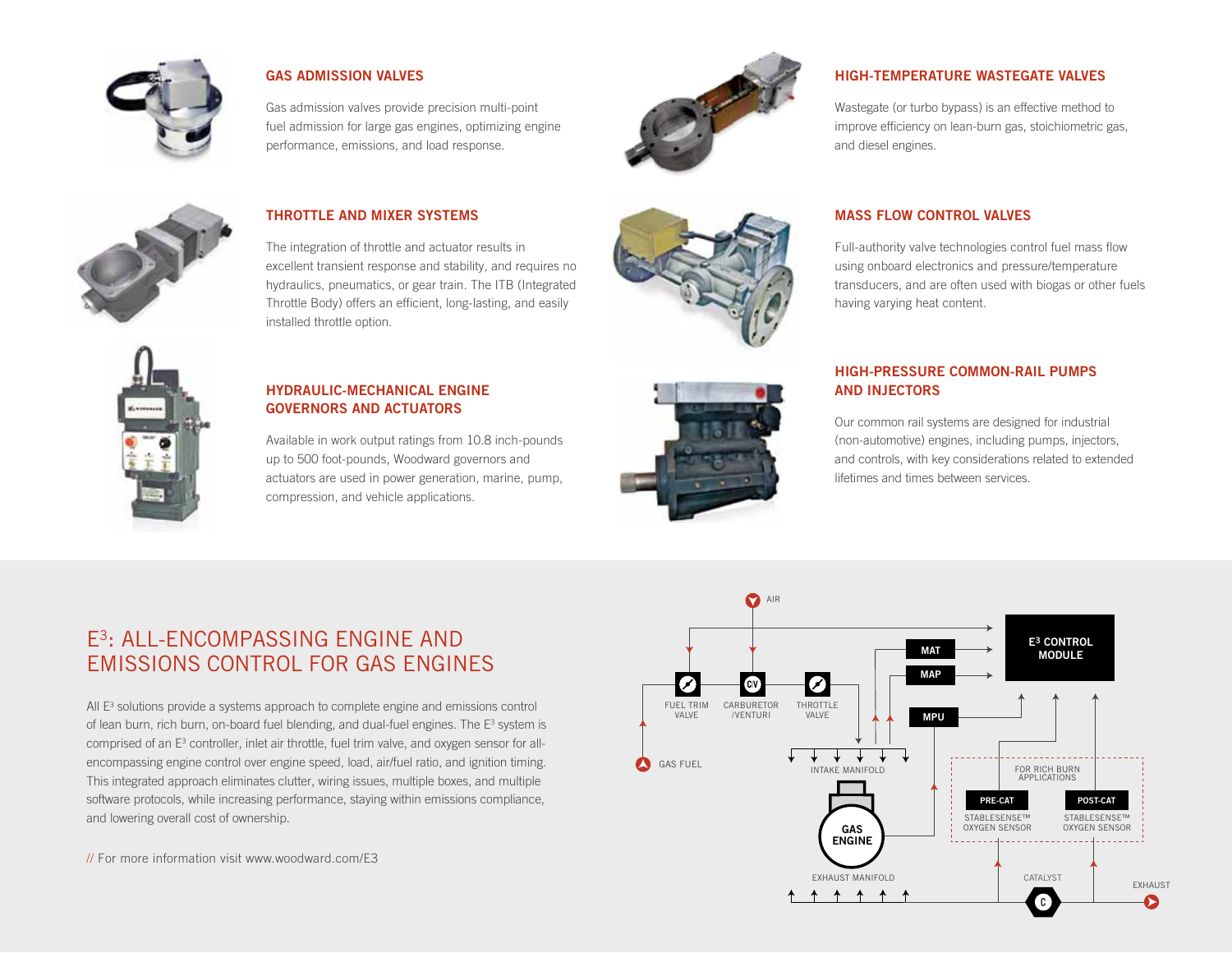## GAS ADMISSION VALVES

Gas admission valves provide precision multi-point fuel admission for large gas engines, optimizing engine performance, emissions, and load response.

## THROTTLE AND MIXER SYSTEMS

The integration of throttle and actuator results in excellent transient response and stability, and requires no hydraulics, pneumatics, or gear train. The ITB (Integrated Throttle Body) offers an efficient, long-lasting, and easily installed throttle option.

## HYDRAULIC-MECHANICAL ENGINE GOVERNORS AND ACTUATORS

Available in work output ratings from 10.8 inch-pounds up to 500 foot-pounds, Woodward governors and actuators are used in power generation, marine, pump, compression, and vehicle applications.

## HIGH-TEMPERATURE WASTEGATE VALVES

Wastegate (or turbo bypass) is an effective method to improve efficiency on lean-burn gas, stoichiometric gas, and diesel engines.

## MASS FLOW CONTROL VALVES

Full-authority valve technologies control fuel mass flow using onboard electronics and pressure/temperature transducers, and are often used with biogas or other fuels having varying heat content.

## HIGH-PRESSURE COMMON-RAIL PUMPS AND INJECTORS

Our common rail systems are designed for industrial (non-automotive) engines, including pumps, injectors, and controls, with key considerations related to extended lifetimes and times between services.

# E³: ALL-ENCOMPASSING ENGINE AND EMISSIONS CONTROL FOR GAS ENGINES

All E³ solutions provide a systems approach to complete engine and emissions control of lean burn, rich burn, on-board fuel blending, and dual-fuel engines. The E³ system is comprised of an E³ controller, inlet air throttle, fuel trim valve, and oxygen sensor for all-encompassing engine control over engine speed, load, air/fuel ratio, and ignition timing. This integrated approach eliminates clutter, wiring issues, multiple boxes, and multiple software protocols, while increasing performance, staying within emissions compliance, and lowering overall cost of ownership.

// For more information visit www.woodward.com/E3

AIR · FUEL TRIM VALVE · CARBURETOR /VENTURI · THROTTLE VALVE · GAS FUEL · MAT · MAP · MPU · E³ CONTROL MODULE · INTAKE MANIFOLD · GAS ENGINE · EXHAUST MANIFOLD · FOR RICH BURN APPLICATIONS · PRE-CAT STABLESENSE™ OXYGEN SENSOR · POST-CAT STABLESENSE™ OXYGEN SENSOR · CATALYST · EXHAUST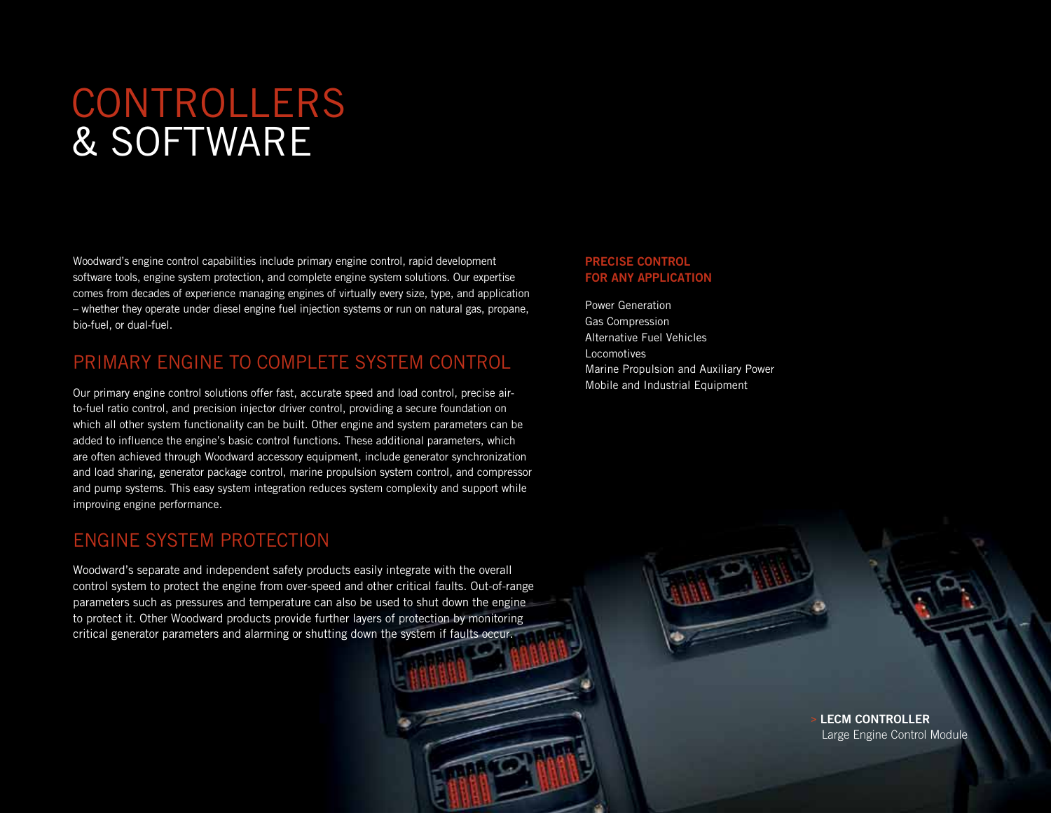# CONTROLLERS & SOFTWARE

Woodward's engine control capabilities include primary engine control, rapid development software tools, engine system protection, and complete engine system solutions. Our expertise comes from decades of experience managing engines of virtually every size, type, and application – whether they operate under diesel engine fuel injection systems or run on natural gas, propane, bio-fuel, or dual-fuel.

## PRIMARY ENGINE TO COMPLETE SYSTEM CONTROL

Our primary engine control solutions offer fast, accurate speed and load control, precise air-to-fuel ratio control, and precision injector driver control, providing a secure foundation on which all other system functionality can be built. Other engine and system parameters can be added to influence the engine's basic control functions. These additional parameters, which are often achieved through Woodward accessory equipment, include generator synchronization and load sharing, generator package control, marine propulsion system control, and compressor and pump systems. This easy system integration reduces system complexity and support while improving engine performance.

## ENGINE SYSTEM PROTECTION

Woodward's separate and independent safety products easily integrate with the overall control system to protect the engine from over-speed and other critical faults. Out-of-range parameters such as pressures and temperature can also be used to shut down the engine to protect it. Other Woodward products provide further layers of protection by monitoring critical generator parameters and alarming or shutting down the system if faults occur.

**PRECISE CONTROL FOR ANY APPLICATION**

Power Generation
Gas Compression
Alternative Fuel Vehicles
Locomotives
Marine Propulsion and Auxiliary Power
Mobile and Industrial Equipment

> **LECM CONTROLLER**
Large Engine Control Module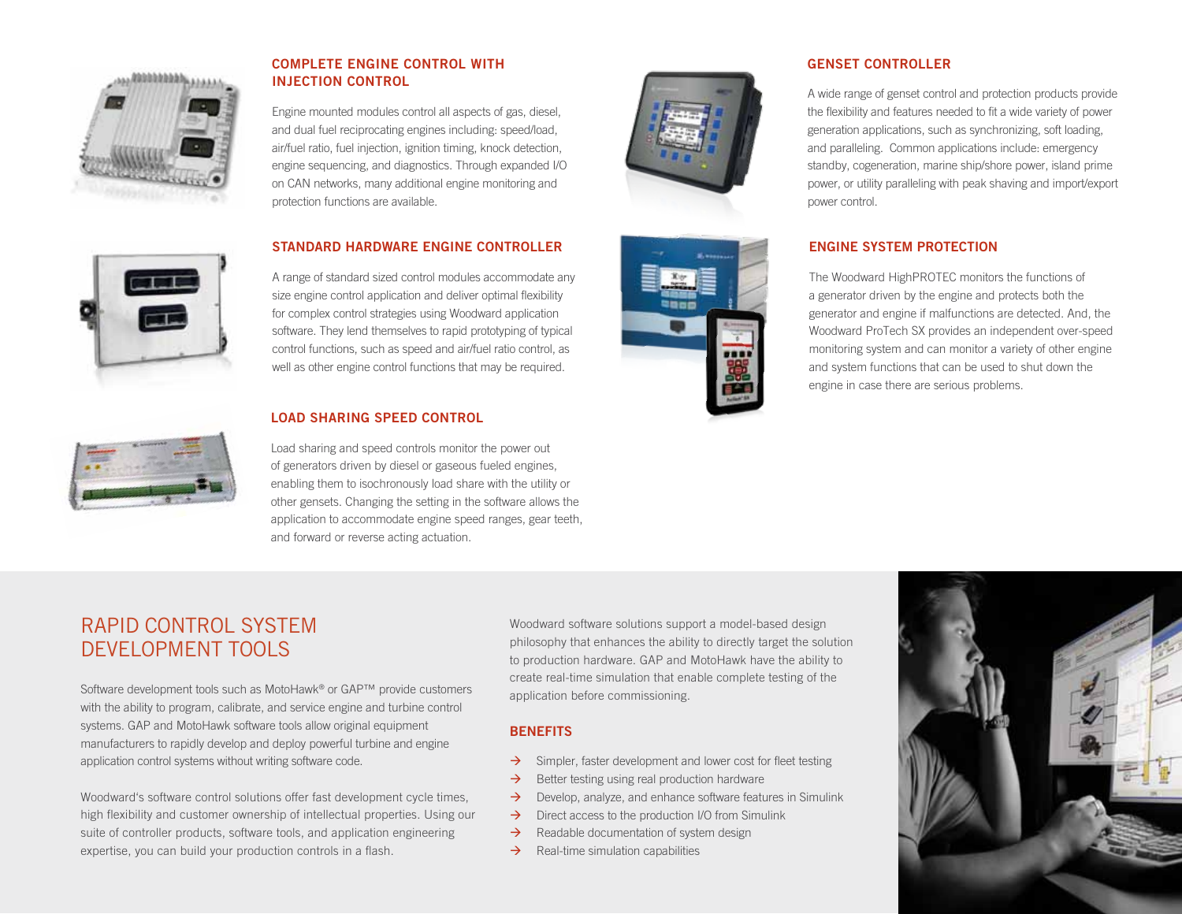## COMPLETE ENGINE CONTROL WITH INJECTION CONTROL

Engine mounted modules control all aspects of gas, diesel, and dual fuel reciprocating engines including: speed/load, air/fuel ratio, fuel injection, ignition timing, knock detection, engine sequencing, and diagnostics. Through expanded I/O on CAN networks, many additional engine monitoring and protection functions are available.

## STANDARD HARDWARE ENGINE CONTROLLER

A range of standard sized control modules accommodate any size engine control application and deliver optimal flexibility for complex control strategies using Woodward application software. They lend themselves to rapid prototyping of typical control functions, such as speed and air/fuel ratio control, as well as other engine control functions that may be required.

## LOAD SHARING SPEED CONTROL

Load sharing and speed controls monitor the power out of generators driven by diesel or gaseous fueled engines, enabling them to isochronously load share with the utility or other gensets. Changing the setting in the software allows the application to accommodate engine speed ranges, gear teeth, and forward or reverse acting actuation.

## GENSET CONTROLLER

A wide range of genset control and protection products provide the flexibility and features needed to fit a wide variety of power generation applications, such as synchronizing, soft loading, and paralleling. Common applications include: emergency standby, cogeneration, marine ship/shore power, island prime power, or utility paralleling with peak shaving and import/export power control.

## ENGINE SYSTEM PROTECTION

The Woodward HighPROTEC monitors the functions of a generator driven by the engine and protects both the generator and engine if malfunctions are detected. And, the Woodward ProTech SX provides an independent over-speed monitoring system and can monitor a variety of other engine and system functions that can be used to shut down the engine in case there are serious problems.

# RAPID CONTROL SYSTEM DEVELOPMENT TOOLS

Software development tools such as MotoHawk® or GAP™ provide customers with the ability to program, calibrate, and service engine and turbine control systems. GAP and MotoHawk software tools allow original equipment manufacturers to rapidly develop and deploy powerful turbine and engine application control systems without writing software code.

Woodward's software control solutions offer fast development cycle times, high flexibility and customer ownership of intellectual properties. Using our suite of controller products, software tools, and application engineering expertise, you can build your production controls in a flash.

Woodward software solutions support a model-based design philosophy that enhances the ability to directly target the solution to production hardware. GAP and MotoHawk have the ability to create real-time simulation that enable complete testing of the application before commissioning.

## BENEFITS

- Simpler, faster development and lower cost for fleet testing
- Better testing using real production hardware
- Develop, analyze, and enhance software features in Simulink
- Direct access to the production I/O from Simulink
- Readable documentation of system design
- Real-time simulation capabilities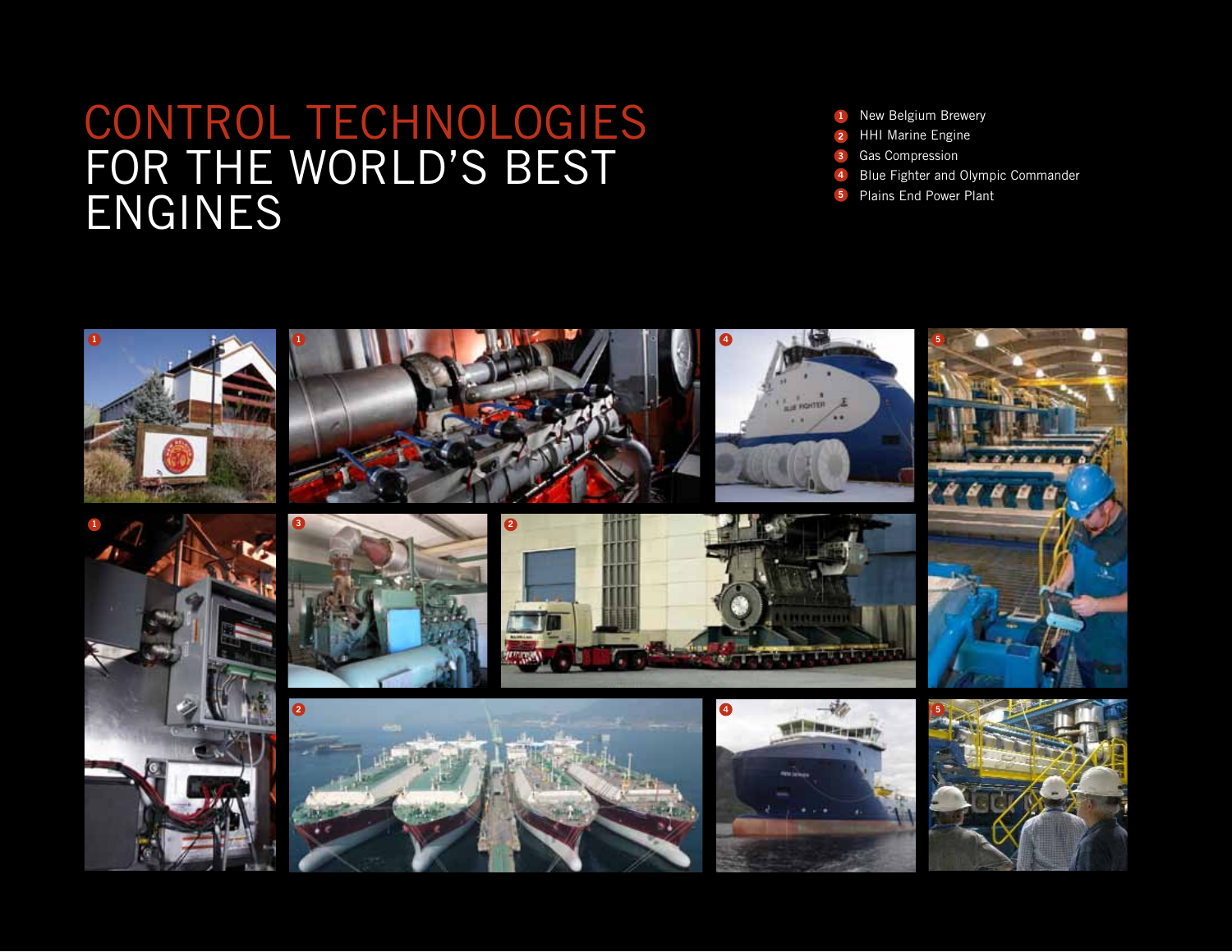# CONTROL TECHNOLOGIES FOR THE WORLD'S BEST ENGINES

1. New Belgium Brewery
2. HHI Marine Engine
3. Gas Compression
4. Blue Fighter and Olympic Commander
5. Plains End Power Plant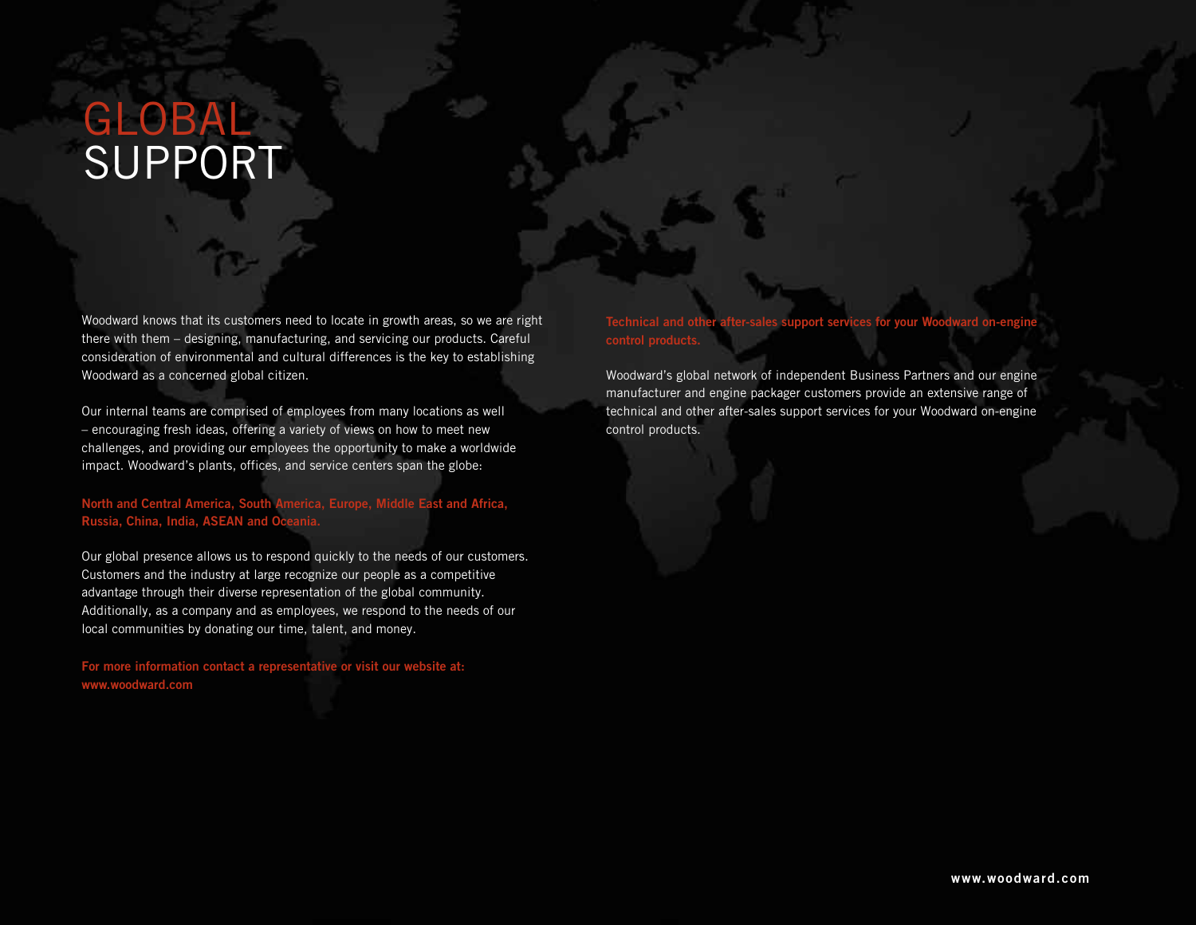# GLOBAL SUPPORT

Woodward knows that its customers need to locate in growth areas, so we are right there with them – designing, manufacturing, and servicing our products. Careful consideration of environmental and cultural differences is the key to establishing Woodward as a concerned global citizen.

Our internal teams are comprised of employees from many locations as well – encouraging fresh ideas, offering a variety of views on how to meet new challenges, and providing our employees the opportunity to make a worldwide impact. Woodward's plants, offices, and service centers span the globe:

**North and Central America, South America, Europe, Middle East and Africa, Russia, China, India, ASEAN and Oceania.**

Our global presence allows us to respond quickly to the needs of our customers. Customers and the industry at large recognize our people as a competitive advantage through their diverse representation of the global community. Additionally, as a company and as employees, we respond to the needs of our local communities by donating our time, talent, and money.

**For more information contact a representative or visit our website at: www.woodward.com**

**Technical and other after-sales support services for your Woodward on-engine control products.**

Woodward's global network of independent Business Partners and our engine manufacturer and engine packager customers provide an extensive range of technical and other after-sales support services for your Woodward on-engine control products.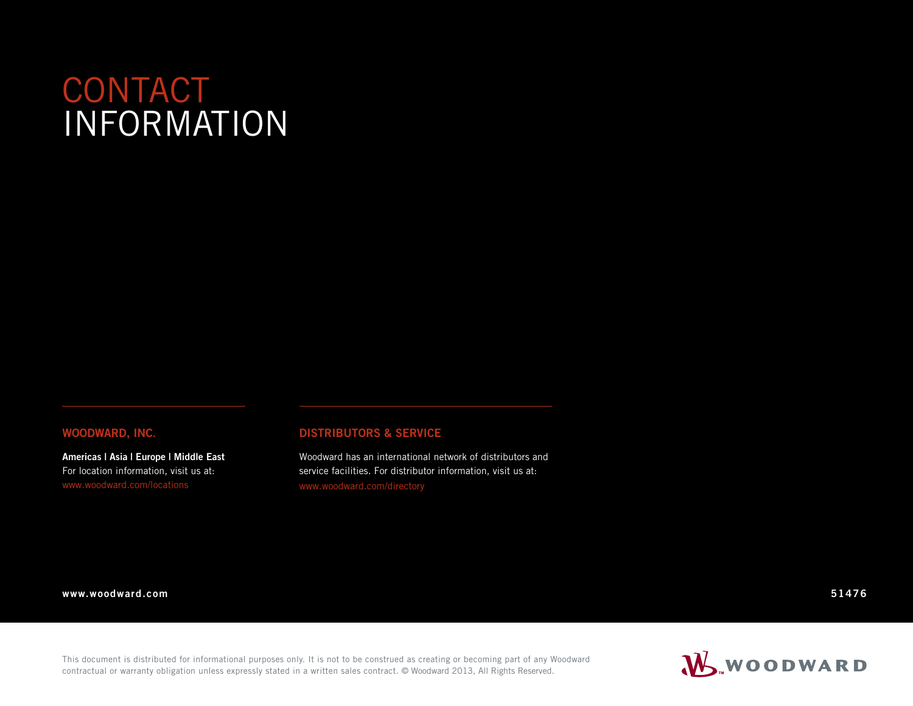# CONTACT INFORMATION

## WOODWARD, INC.

**Americas | Asia | Europe | Middle East**
For location information, visit us at:
www.woodward.com/locations

## DISTRIBUTORS & SERVICE

Woodward has an international network of distributors and service facilities. For distributor information, visit us at:
www.woodward.com/directory

**www.woodward.com**

51476

This document is distributed for informational purposes only. It is not to be construed as creating or becoming part of any Woodward contractual or warranty obligation unless expressly stated in a written sales contract. © Woodward 2013, All Rights Reserved.

WOODWARD